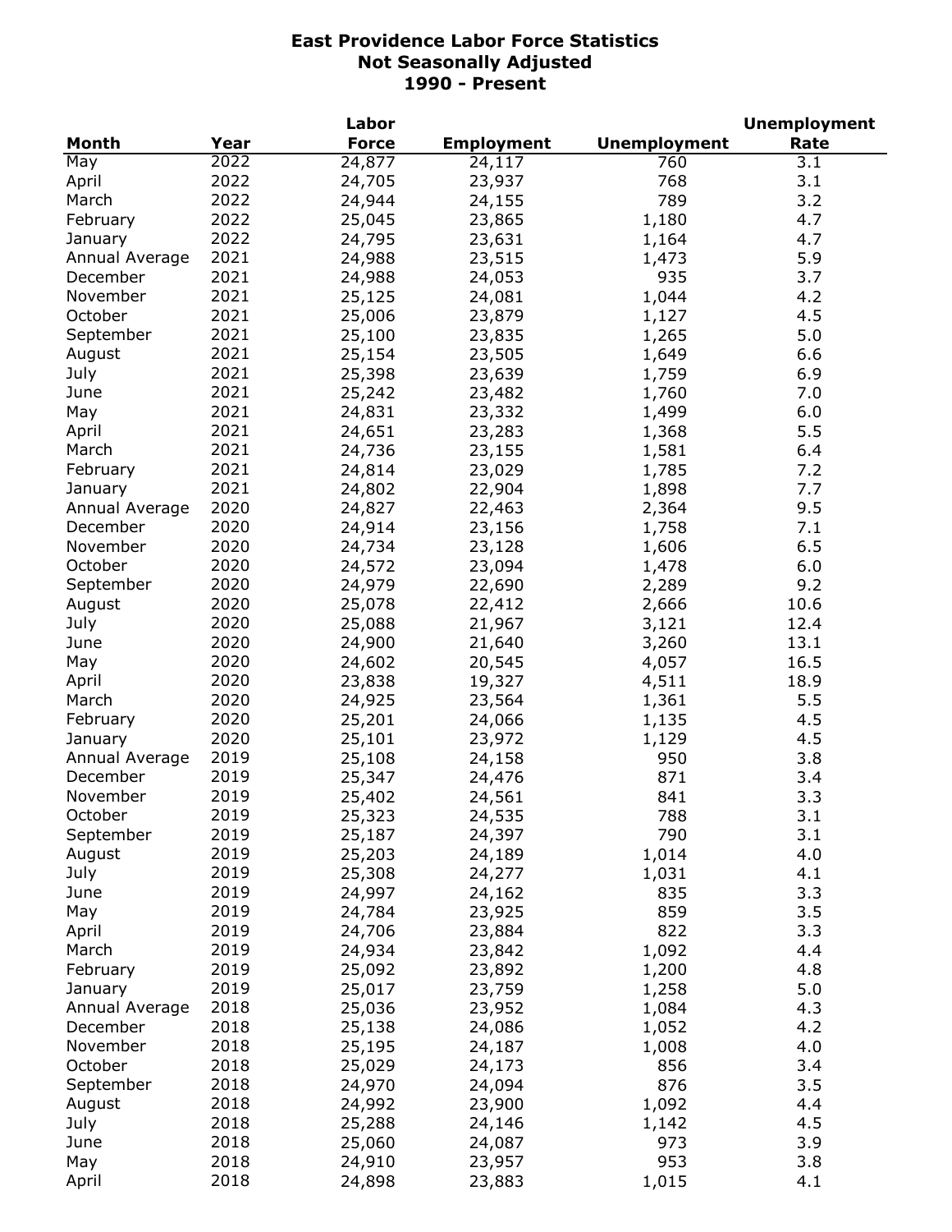# East Providence Labor Force Statistics
## Not Seasonally Adjusted
## 1990 - Present

| Month | Year | Labor Force | Employment | Unemployment | Unemployment Rate |
|---|---|---|---|---|---|
| May | 2022 | 24,877 | 24,117 | 760 | 3.1 |
| April | 2022 | 24,705 | 23,937 | 768 | 3.1 |
| March | 2022 | 24,944 | 24,155 | 789 | 3.2 |
| February | 2022 | 25,045 | 23,865 | 1,180 | 4.7 |
| January | 2022 | 24,795 | 23,631 | 1,164 | 4.7 |
| Annual Average | 2021 | 24,988 | 23,515 | 1,473 | 5.9 |
| December | 2021 | 24,988 | 24,053 | 935 | 3.7 |
| November | 2021 | 25,125 | 24,081 | 1,044 | 4.2 |
| October | 2021 | 25,006 | 23,879 | 1,127 | 4.5 |
| September | 2021 | 25,100 | 23,835 | 1,265 | 5.0 |
| August | 2021 | 25,154 | 23,505 | 1,649 | 6.6 |
| July | 2021 | 25,398 | 23,639 | 1,759 | 6.9 |
| June | 2021 | 25,242 | 23,482 | 1,760 | 7.0 |
| May | 2021 | 24,831 | 23,332 | 1,499 | 6.0 |
| April | 2021 | 24,651 | 23,283 | 1,368 | 5.5 |
| March | 2021 | 24,736 | 23,155 | 1,581 | 6.4 |
| February | 2021 | 24,814 | 23,029 | 1,785 | 7.2 |
| January | 2021 | 24,802 | 22,904 | 1,898 | 7.7 |
| Annual Average | 2020 | 24,827 | 22,463 | 2,364 | 9.5 |
| December | 2020 | 24,914 | 23,156 | 1,758 | 7.1 |
| November | 2020 | 24,734 | 23,128 | 1,606 | 6.5 |
| October | 2020 | 24,572 | 23,094 | 1,478 | 6.0 |
| September | 2020 | 24,979 | 22,690 | 2,289 | 9.2 |
| August | 2020 | 25,078 | 22,412 | 2,666 | 10.6 |
| July | 2020 | 25,088 | 21,967 | 3,121 | 12.4 |
| June | 2020 | 24,900 | 21,640 | 3,260 | 13.1 |
| May | 2020 | 24,602 | 20,545 | 4,057 | 16.5 |
| April | 2020 | 23,838 | 19,327 | 4,511 | 18.9 |
| March | 2020 | 24,925 | 23,564 | 1,361 | 5.5 |
| February | 2020 | 25,201 | 24,066 | 1,135 | 4.5 |
| January | 2020 | 25,101 | 23,972 | 1,129 | 4.5 |
| Annual Average | 2019 | 25,108 | 24,158 | 950 | 3.8 |
| December | 2019 | 25,347 | 24,476 | 871 | 3.4 |
| November | 2019 | 25,402 | 24,561 | 841 | 3.3 |
| October | 2019 | 25,323 | 24,535 | 788 | 3.1 |
| September | 2019 | 25,187 | 24,397 | 790 | 3.1 |
| August | 2019 | 25,203 | 24,189 | 1,014 | 4.0 |
| July | 2019 | 25,308 | 24,277 | 1,031 | 4.1 |
| June | 2019 | 24,997 | 24,162 | 835 | 3.3 |
| May | 2019 | 24,784 | 23,925 | 859 | 3.5 |
| April | 2019 | 24,706 | 23,884 | 822 | 3.3 |
| March | 2019 | 24,934 | 23,842 | 1,092 | 4.4 |
| February | 2019 | 25,092 | 23,892 | 1,200 | 4.8 |
| January | 2019 | 25,017 | 23,759 | 1,258 | 5.0 |
| Annual Average | 2018 | 25,036 | 23,952 | 1,084 | 4.3 |
| December | 2018 | 25,138 | 24,086 | 1,052 | 4.2 |
| November | 2018 | 25,195 | 24,187 | 1,008 | 4.0 |
| October | 2018 | 25,029 | 24,173 | 856 | 3.4 |
| September | 2018 | 24,970 | 24,094 | 876 | 3.5 |
| August | 2018 | 24,992 | 23,900 | 1,092 | 4.4 |
| July | 2018 | 25,288 | 24,146 | 1,142 | 4.5 |
| June | 2018 | 25,060 | 24,087 | 973 | 3.9 |
| May | 2018 | 24,910 | 23,957 | 953 | 3.8 |
| April | 2018 | 24,898 | 23,883 | 1,015 | 4.1 |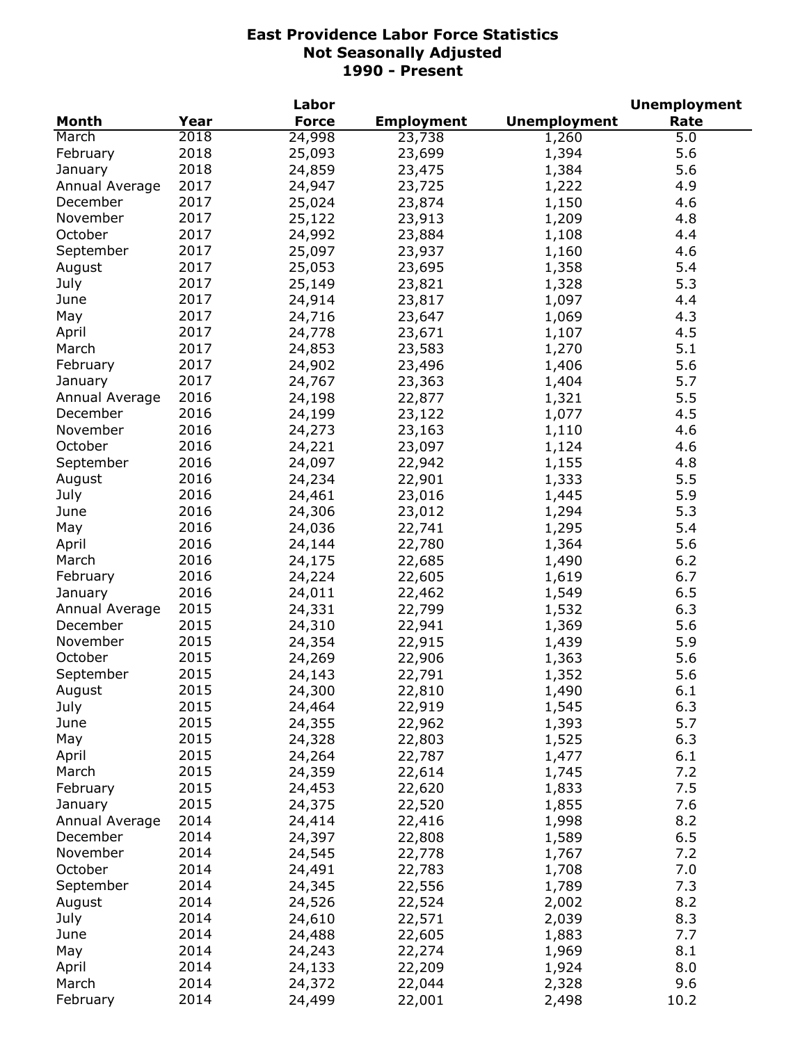# East Providence Labor Force Statistics
## Not Seasonally Adjusted
## 1990 - Present

| Month | Year | Labor Force | Employment | Unemployment | Unemployment Rate |
|---|---|---|---|---|---|
| March | 2018 | 24,998 | 23,738 | 1,260 | 5.0 |
| February | 2018 | 25,093 | 23,699 | 1,394 | 5.6 |
| January | 2018 | 24,859 | 23,475 | 1,384 | 5.6 |
| Annual Average | 2017 | 24,947 | 23,725 | 1,222 | 4.9 |
| December | 2017 | 25,024 | 23,874 | 1,150 | 4.6 |
| November | 2017 | 25,122 | 23,913 | 1,209 | 4.8 |
| October | 2017 | 24,992 | 23,884 | 1,108 | 4.4 |
| September | 2017 | 25,097 | 23,937 | 1,160 | 4.6 |
| August | 2017 | 25,053 | 23,695 | 1,358 | 5.4 |
| July | 2017 | 25,149 | 23,821 | 1,328 | 5.3 |
| June | 2017 | 24,914 | 23,817 | 1,097 | 4.4 |
| May | 2017 | 24,716 | 23,647 | 1,069 | 4.3 |
| April | 2017 | 24,778 | 23,671 | 1,107 | 4.5 |
| March | 2017 | 24,853 | 23,583 | 1,270 | 5.1 |
| February | 2017 | 24,902 | 23,496 | 1,406 | 5.6 |
| January | 2017 | 24,767 | 23,363 | 1,404 | 5.7 |
| Annual Average | 2016 | 24,198 | 22,877 | 1,321 | 5.5 |
| December | 2016 | 24,199 | 23,122 | 1,077 | 4.5 |
| November | 2016 | 24,273 | 23,163 | 1,110 | 4.6 |
| October | 2016 | 24,221 | 23,097 | 1,124 | 4.6 |
| September | 2016 | 24,097 | 22,942 | 1,155 | 4.8 |
| August | 2016 | 24,234 | 22,901 | 1,333 | 5.5 |
| July | 2016 | 24,461 | 23,016 | 1,445 | 5.9 |
| June | 2016 | 24,306 | 23,012 | 1,294 | 5.3 |
| May | 2016 | 24,036 | 22,741 | 1,295 | 5.4 |
| April | 2016 | 24,144 | 22,780 | 1,364 | 5.6 |
| March | 2016 | 24,175 | 22,685 | 1,490 | 6.2 |
| February | 2016 | 24,224 | 22,605 | 1,619 | 6.7 |
| January | 2016 | 24,011 | 22,462 | 1,549 | 6.5 |
| Annual Average | 2015 | 24,331 | 22,799 | 1,532 | 6.3 |
| December | 2015 | 24,310 | 22,941 | 1,369 | 5.6 |
| November | 2015 | 24,354 | 22,915 | 1,439 | 5.9 |
| October | 2015 | 24,269 | 22,906 | 1,363 | 5.6 |
| September | 2015 | 24,143 | 22,791 | 1,352 | 5.6 |
| August | 2015 | 24,300 | 22,810 | 1,490 | 6.1 |
| July | 2015 | 24,464 | 22,919 | 1,545 | 6.3 |
| June | 2015 | 24,355 | 22,962 | 1,393 | 5.7 |
| May | 2015 | 24,328 | 22,803 | 1,525 | 6.3 |
| April | 2015 | 24,264 | 22,787 | 1,477 | 6.1 |
| March | 2015 | 24,359 | 22,614 | 1,745 | 7.2 |
| February | 2015 | 24,453 | 22,620 | 1,833 | 7.5 |
| January | 2015 | 24,375 | 22,520 | 1,855 | 7.6 |
| Annual Average | 2014 | 24,414 | 22,416 | 1,998 | 8.2 |
| December | 2014 | 24,397 | 22,808 | 1,589 | 6.5 |
| November | 2014 | 24,545 | 22,778 | 1,767 | 7.2 |
| October | 2014 | 24,491 | 22,783 | 1,708 | 7.0 |
| September | 2014 | 24,345 | 22,556 | 1,789 | 7.3 |
| August | 2014 | 24,526 | 22,524 | 2,002 | 8.2 |
| July | 2014 | 24,610 | 22,571 | 2,039 | 8.3 |
| June | 2014 | 24,488 | 22,605 | 1,883 | 7.7 |
| May | 2014 | 24,243 | 22,274 | 1,969 | 8.1 |
| April | 2014 | 24,133 | 22,209 | 1,924 | 8.0 |
| March | 2014 | 24,372 | 22,044 | 2,328 | 9.6 |
| February | 2014 | 24,499 | 22,001 | 2,498 | 10.2 |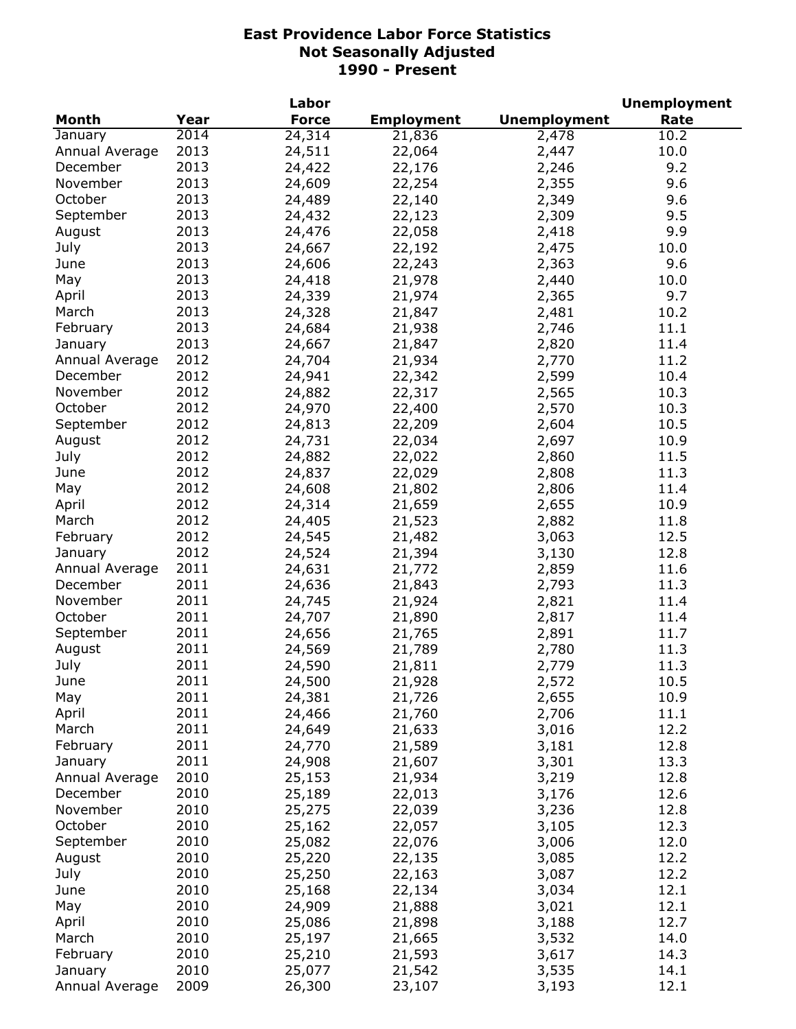# East Providence Labor Force Statistics
## Not Seasonally Adjusted
## 1990 - Present

| Month | Year | Labor Force | Employment | Unemployment | Unemployment Rate |
|---|---|---|---|---|---|
| January | 2014 | 24,314 | 21,836 | 2,478 | 10.2 |
| Annual Average | 2013 | 24,511 | 22,064 | 2,447 | 10.0 |
| December | 2013 | 24,422 | 22,176 | 2,246 | 9.2 |
| November | 2013 | 24,609 | 22,254 | 2,355 | 9.6 |
| October | 2013 | 24,489 | 22,140 | 2,349 | 9.6 |
| September | 2013 | 24,432 | 22,123 | 2,309 | 9.5 |
| August | 2013 | 24,476 | 22,058 | 2,418 | 9.9 |
| July | 2013 | 24,667 | 22,192 | 2,475 | 10.0 |
| June | 2013 | 24,606 | 22,243 | 2,363 | 9.6 |
| May | 2013 | 24,418 | 21,978 | 2,440 | 10.0 |
| April | 2013 | 24,339 | 21,974 | 2,365 | 9.7 |
| March | 2013 | 24,328 | 21,847 | 2,481 | 10.2 |
| February | 2013 | 24,684 | 21,938 | 2,746 | 11.1 |
| January | 2013 | 24,667 | 21,847 | 2,820 | 11.4 |
| Annual Average | 2012 | 24,704 | 21,934 | 2,770 | 11.2 |
| December | 2012 | 24,941 | 22,342 | 2,599 | 10.4 |
| November | 2012 | 24,882 | 22,317 | 2,565 | 10.3 |
| October | 2012 | 24,970 | 22,400 | 2,570 | 10.3 |
| September | 2012 | 24,813 | 22,209 | 2,604 | 10.5 |
| August | 2012 | 24,731 | 22,034 | 2,697 | 10.9 |
| July | 2012 | 24,882 | 22,022 | 2,860 | 11.5 |
| June | 2012 | 24,837 | 22,029 | 2,808 | 11.3 |
| May | 2012 | 24,608 | 21,802 | 2,806 | 11.4 |
| April | 2012 | 24,314 | 21,659 | 2,655 | 10.9 |
| March | 2012 | 24,405 | 21,523 | 2,882 | 11.8 |
| February | 2012 | 24,545 | 21,482 | 3,063 | 12.5 |
| January | 2012 | 24,524 | 21,394 | 3,130 | 12.8 |
| Annual Average | 2011 | 24,631 | 21,772 | 2,859 | 11.6 |
| December | 2011 | 24,636 | 21,843 | 2,793 | 11.3 |
| November | 2011 | 24,745 | 21,924 | 2,821 | 11.4 |
| October | 2011 | 24,707 | 21,890 | 2,817 | 11.4 |
| September | 2011 | 24,656 | 21,765 | 2,891 | 11.7 |
| August | 2011 | 24,569 | 21,789 | 2,780 | 11.3 |
| July | 2011 | 24,590 | 21,811 | 2,779 | 11.3 |
| June | 2011 | 24,500 | 21,928 | 2,572 | 10.5 |
| May | 2011 | 24,381 | 21,726 | 2,655 | 10.9 |
| April | 2011 | 24,466 | 21,760 | 2,706 | 11.1 |
| March | 2011 | 24,649 | 21,633 | 3,016 | 12.2 |
| February | 2011 | 24,770 | 21,589 | 3,181 | 12.8 |
| January | 2011 | 24,908 | 21,607 | 3,301 | 13.3 |
| Annual Average | 2010 | 25,153 | 21,934 | 3,219 | 12.8 |
| December | 2010 | 25,189 | 22,013 | 3,176 | 12.6 |
| November | 2010 | 25,275 | 22,039 | 3,236 | 12.8 |
| October | 2010 | 25,162 | 22,057 | 3,105 | 12.3 |
| September | 2010 | 25,082 | 22,076 | 3,006 | 12.0 |
| August | 2010 | 25,220 | 22,135 | 3,085 | 12.2 |
| July | 2010 | 25,250 | 22,163 | 3,087 | 12.2 |
| June | 2010 | 25,168 | 22,134 | 3,034 | 12.1 |
| May | 2010 | 24,909 | 21,888 | 3,021 | 12.1 |
| April | 2010 | 25,086 | 21,898 | 3,188 | 12.7 |
| March | 2010 | 25,197 | 21,665 | 3,532 | 14.0 |
| February | 2010 | 25,210 | 21,593 | 3,617 | 14.3 |
| January | 2010 | 25,077 | 21,542 | 3,535 | 14.1 |
| Annual Average | 2009 | 26,300 | 23,107 | 3,193 | 12.1 |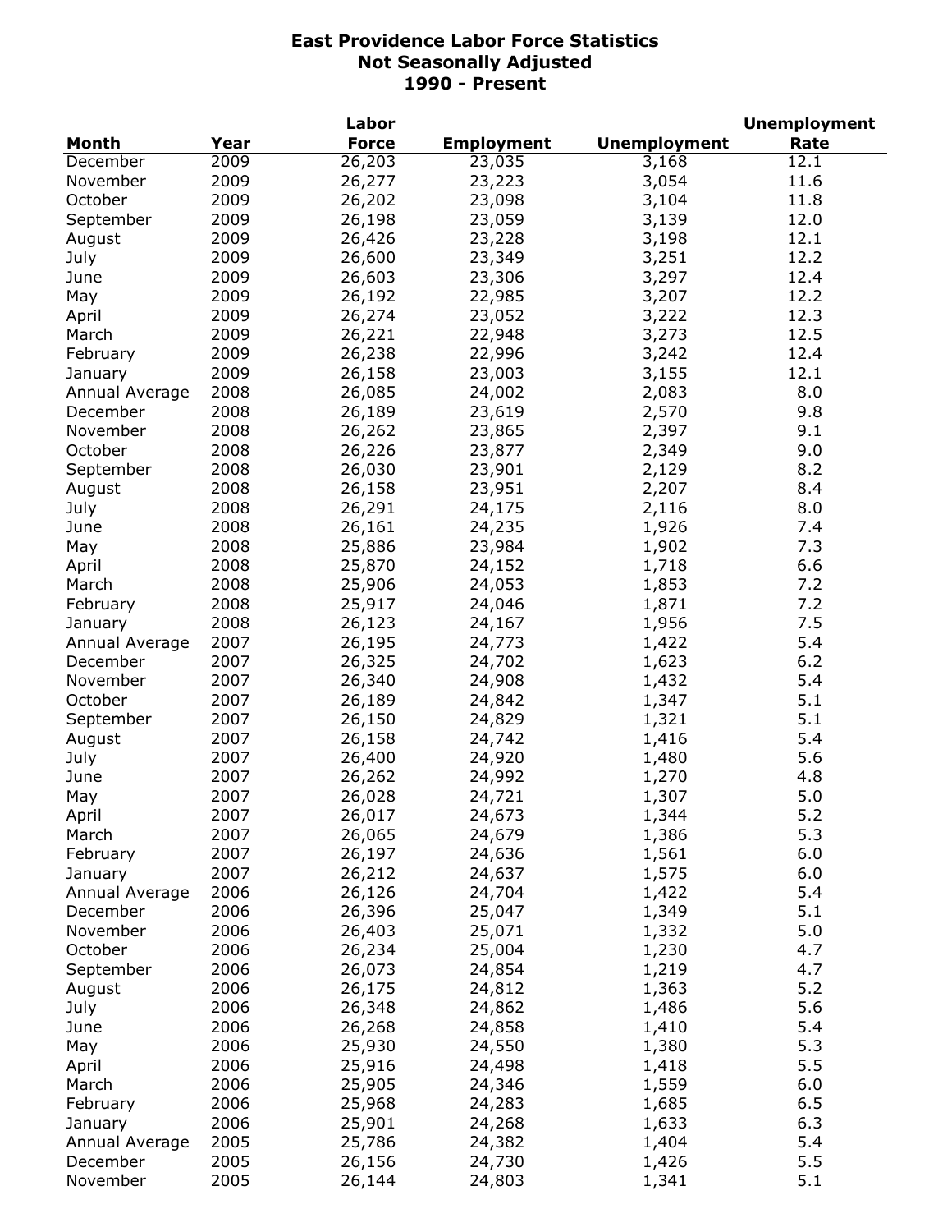# East Providence Labor Force Statistics
## Not Seasonally Adjusted
## 1990 - Present

| Month | Year | Labor Force | Employment | Unemployment | Unemployment Rate |
|---|---|---|---|---|---|
| December | 2009 | 26,203 | 23,035 | 3,168 | 12.1 |
| November | 2009 | 26,277 | 23,223 | 3,054 | 11.6 |
| October | 2009 | 26,202 | 23,098 | 3,104 | 11.8 |
| September | 2009 | 26,198 | 23,059 | 3,139 | 12.0 |
| August | 2009 | 26,426 | 23,228 | 3,198 | 12.1 |
| July | 2009 | 26,600 | 23,349 | 3,251 | 12.2 |
| June | 2009 | 26,603 | 23,306 | 3,297 | 12.4 |
| May | 2009 | 26,192 | 22,985 | 3,207 | 12.2 |
| April | 2009 | 26,274 | 23,052 | 3,222 | 12.3 |
| March | 2009 | 26,221 | 22,948 | 3,273 | 12.5 |
| February | 2009 | 26,238 | 22,996 | 3,242 | 12.4 |
| January | 2009 | 26,158 | 23,003 | 3,155 | 12.1 |
| Annual Average | 2008 | 26,085 | 24,002 | 2,083 | 8.0 |
| December | 2008 | 26,189 | 23,619 | 2,570 | 9.8 |
| November | 2008 | 26,262 | 23,865 | 2,397 | 9.1 |
| October | 2008 | 26,226 | 23,877 | 2,349 | 9.0 |
| September | 2008 | 26,030 | 23,901 | 2,129 | 8.2 |
| August | 2008 | 26,158 | 23,951 | 2,207 | 8.4 |
| July | 2008 | 26,291 | 24,175 | 2,116 | 8.0 |
| June | 2008 | 26,161 | 24,235 | 1,926 | 7.4 |
| May | 2008 | 25,886 | 23,984 | 1,902 | 7.3 |
| April | 2008 | 25,870 | 24,152 | 1,718 | 6.6 |
| March | 2008 | 25,906 | 24,053 | 1,853 | 7.2 |
| February | 2008 | 25,917 | 24,046 | 1,871 | 7.2 |
| January | 2008 | 26,123 | 24,167 | 1,956 | 7.5 |
| Annual Average | 2007 | 26,195 | 24,773 | 1,422 | 5.4 |
| December | 2007 | 26,325 | 24,702 | 1,623 | 6.2 |
| November | 2007 | 26,340 | 24,908 | 1,432 | 5.4 |
| October | 2007 | 26,189 | 24,842 | 1,347 | 5.1 |
| September | 2007 | 26,150 | 24,829 | 1,321 | 5.1 |
| August | 2007 | 26,158 | 24,742 | 1,416 | 5.4 |
| July | 2007 | 26,400 | 24,920 | 1,480 | 5.6 |
| June | 2007 | 26,262 | 24,992 | 1,270 | 4.8 |
| May | 2007 | 26,028 | 24,721 | 1,307 | 5.0 |
| April | 2007 | 26,017 | 24,673 | 1,344 | 5.2 |
| March | 2007 | 26,065 | 24,679 | 1,386 | 5.3 |
| February | 2007 | 26,197 | 24,636 | 1,561 | 6.0 |
| January | 2007 | 26,212 | 24,637 | 1,575 | 6.0 |
| Annual Average | 2006 | 26,126 | 24,704 | 1,422 | 5.4 |
| December | 2006 | 26,396 | 25,047 | 1,349 | 5.1 |
| November | 2006 | 26,403 | 25,071 | 1,332 | 5.0 |
| October | 2006 | 26,234 | 25,004 | 1,230 | 4.7 |
| September | 2006 | 26,073 | 24,854 | 1,219 | 4.7 |
| August | 2006 | 26,175 | 24,812 | 1,363 | 5.2 |
| July | 2006 | 26,348 | 24,862 | 1,486 | 5.6 |
| June | 2006 | 26,268 | 24,858 | 1,410 | 5.4 |
| May | 2006 | 25,930 | 24,550 | 1,380 | 5.3 |
| April | 2006 | 25,916 | 24,498 | 1,418 | 5.5 |
| March | 2006 | 25,905 | 24,346 | 1,559 | 6.0 |
| February | 2006 | 25,968 | 24,283 | 1,685 | 6.5 |
| January | 2006 | 25,901 | 24,268 | 1,633 | 6.3 |
| Annual Average | 2005 | 25,786 | 24,382 | 1,404 | 5.4 |
| December | 2005 | 26,156 | 24,730 | 1,426 | 5.5 |
| November | 2005 | 26,144 | 24,803 | 1,341 | 5.1 |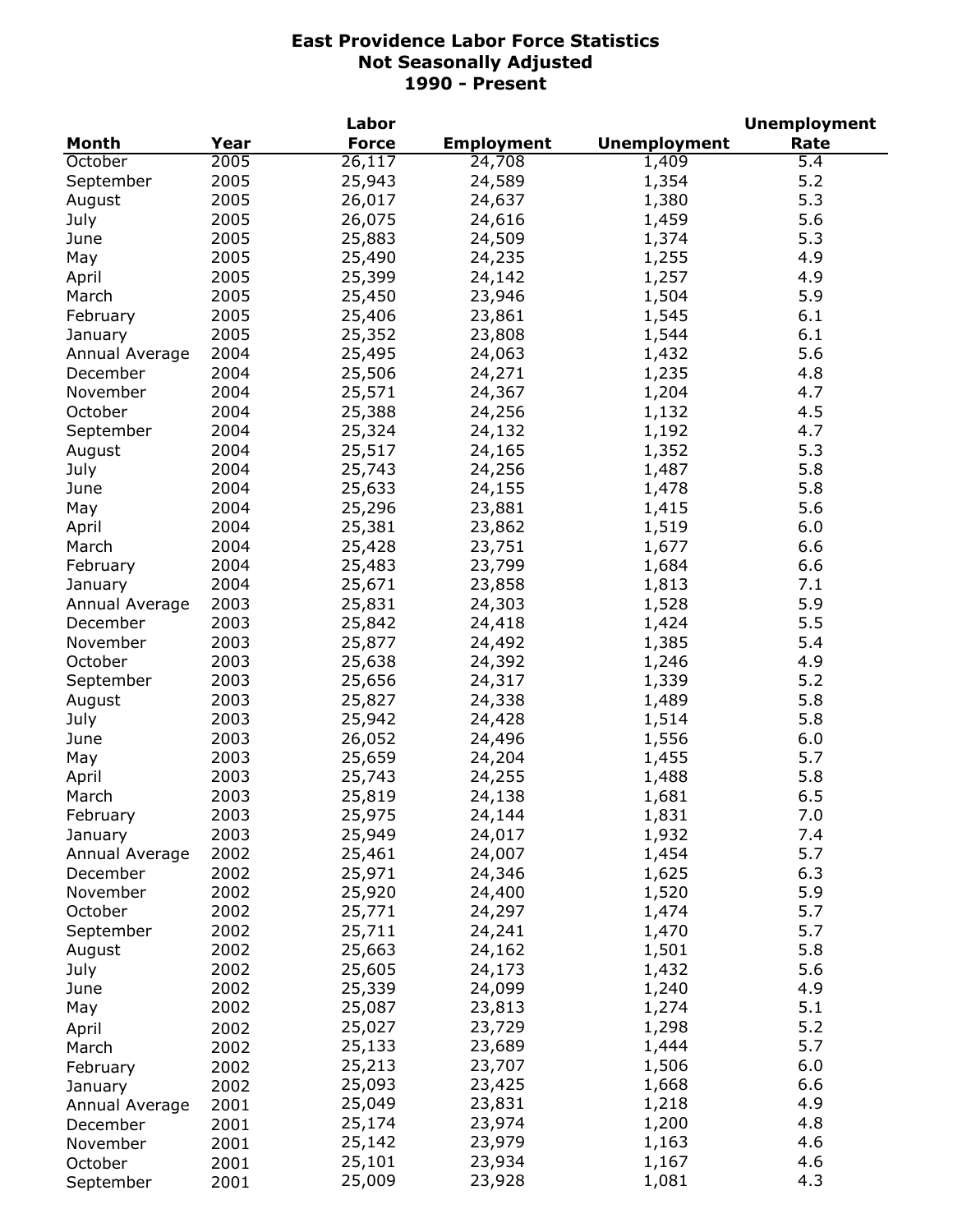# East Providence Labor Force Statistics
## Not Seasonally Adjusted
## 1990 - Present

| Month | Year | Labor Force | Employment | Unemployment | Unemployment Rate |
|---|---|---|---|---|---|
| October | 2005 | 26,117 | 24,708 | 1,409 | 5.4 |
| September | 2005 | 25,943 | 24,589 | 1,354 | 5.2 |
| August | 2005 | 26,017 | 24,637 | 1,380 | 5.3 |
| July | 2005 | 26,075 | 24,616 | 1,459 | 5.6 |
| June | 2005 | 25,883 | 24,509 | 1,374 | 5.3 |
| May | 2005 | 25,490 | 24,235 | 1,255 | 4.9 |
| April | 2005 | 25,399 | 24,142 | 1,257 | 4.9 |
| March | 2005 | 25,450 | 23,946 | 1,504 | 5.9 |
| February | 2005 | 25,406 | 23,861 | 1,545 | 6.1 |
| January | 2005 | 25,352 | 23,808 | 1,544 | 6.1 |
| Annual Average | 2004 | 25,495 | 24,063 | 1,432 | 5.6 |
| December | 2004 | 25,506 | 24,271 | 1,235 | 4.8 |
| November | 2004 | 25,571 | 24,367 | 1,204 | 4.7 |
| October | 2004 | 25,388 | 24,256 | 1,132 | 4.5 |
| September | 2004 | 25,324 | 24,132 | 1,192 | 4.7 |
| August | 2004 | 25,517 | 24,165 | 1,352 | 5.3 |
| July | 2004 | 25,743 | 24,256 | 1,487 | 5.8 |
| June | 2004 | 25,633 | 24,155 | 1,478 | 5.8 |
| May | 2004 | 25,296 | 23,881 | 1,415 | 5.6 |
| April | 2004 | 25,381 | 23,862 | 1,519 | 6.0 |
| March | 2004 | 25,428 | 23,751 | 1,677 | 6.6 |
| February | 2004 | 25,483 | 23,799 | 1,684 | 6.6 |
| January | 2004 | 25,671 | 23,858 | 1,813 | 7.1 |
| Annual Average | 2003 | 25,831 | 24,303 | 1,528 | 5.9 |
| December | 2003 | 25,842 | 24,418 | 1,424 | 5.5 |
| November | 2003 | 25,877 | 24,492 | 1,385 | 5.4 |
| October | 2003 | 25,638 | 24,392 | 1,246 | 4.9 |
| September | 2003 | 25,656 | 24,317 | 1,339 | 5.2 |
| August | 2003 | 25,827 | 24,338 | 1,489 | 5.8 |
| July | 2003 | 25,942 | 24,428 | 1,514 | 5.8 |
| June | 2003 | 26,052 | 24,496 | 1,556 | 6.0 |
| May | 2003 | 25,659 | 24,204 | 1,455 | 5.7 |
| April | 2003 | 25,743 | 24,255 | 1,488 | 5.8 |
| March | 2003 | 25,819 | 24,138 | 1,681 | 6.5 |
| February | 2003 | 25,975 | 24,144 | 1,831 | 7.0 |
| January | 2003 | 25,949 | 24,017 | 1,932 | 7.4 |
| Annual Average | 2002 | 25,461 | 24,007 | 1,454 | 5.7 |
| December | 2002 | 25,971 | 24,346 | 1,625 | 6.3 |
| November | 2002 | 25,920 | 24,400 | 1,520 | 5.9 |
| October | 2002 | 25,771 | 24,297 | 1,474 | 5.7 |
| September | 2002 | 25,711 | 24,241 | 1,470 | 5.7 |
| August | 2002 | 25,663 | 24,162 | 1,501 | 5.8 |
| July | 2002 | 25,605 | 24,173 | 1,432 | 5.6 |
| June | 2002 | 25,339 | 24,099 | 1,240 | 4.9 |
| May | 2002 | 25,087 | 23,813 | 1,274 | 5.1 |
| April | 2002 | 25,027 | 23,729 | 1,298 | 5.2 |
| March | 2002 | 25,133 | 23,689 | 1,444 | 5.7 |
| February | 2002 | 25,213 | 23,707 | 1,506 | 6.0 |
| January | 2002 | 25,093 | 23,425 | 1,668 | 6.6 |
| Annual Average | 2001 | 25,049 | 23,831 | 1,218 | 4.9 |
| December | 2001 | 25,174 | 23,974 | 1,200 | 4.8 |
| November | 2001 | 25,142 | 23,979 | 1,163 | 4.6 |
| October | 2001 | 25,101 | 23,934 | 1,167 | 4.6 |
| September | 2001 | 25,009 | 23,928 | 1,081 | 4.3 |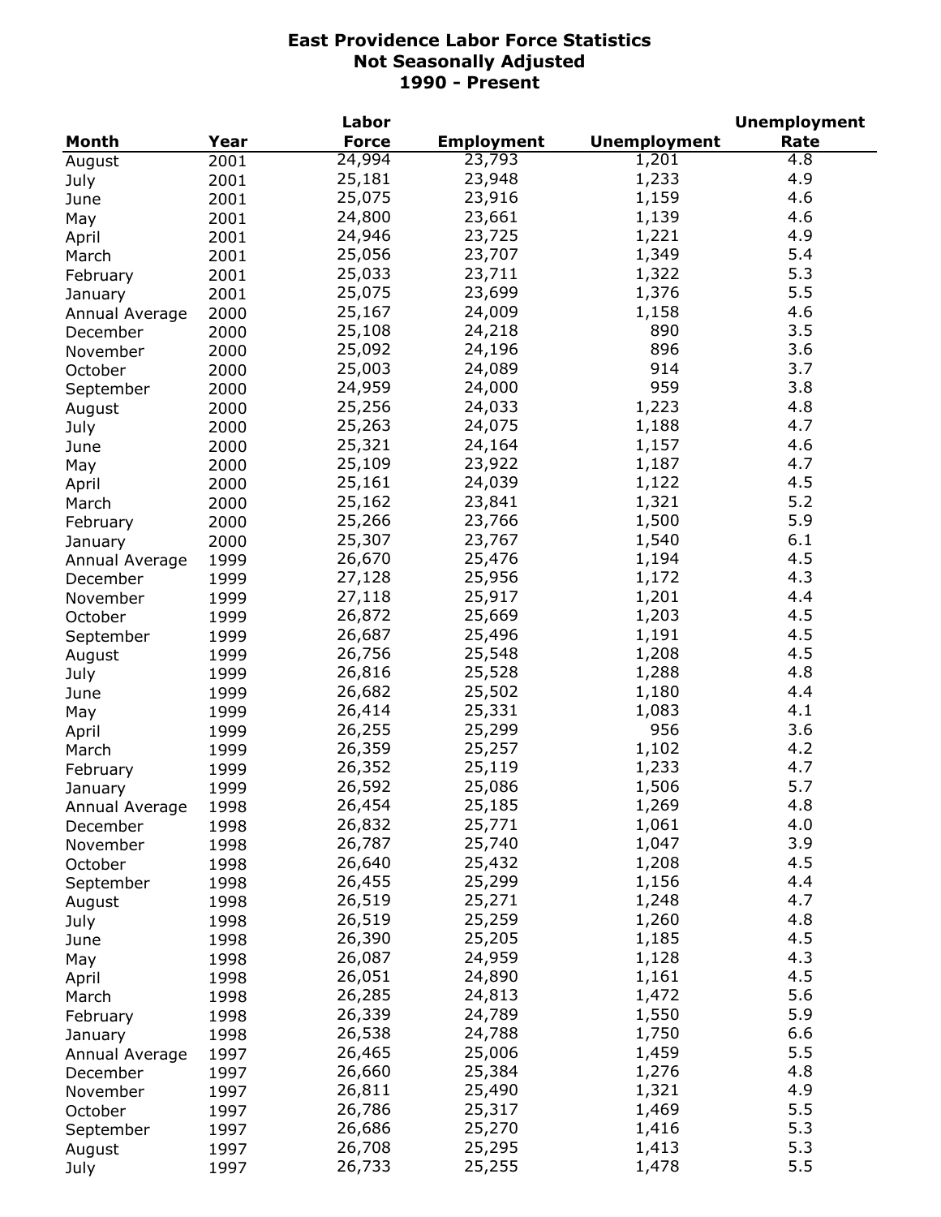# East Providence Labor Force Statistics
## Not Seasonally Adjusted
## 1990 - Present

| Month | Year | Labor Force | Employment | Unemployment | Unemployment Rate |
|---|---|---|---|---|---|
| August | 2001 | 24,994 | 23,793 | 1,201 | 4.8 |
| July | 2001 | 25,181 | 23,948 | 1,233 | 4.9 |
| June | 2001 | 25,075 | 23,916 | 1,159 | 4.6 |
| May | 2001 | 24,800 | 23,661 | 1,139 | 4.6 |
| April | 2001 | 24,946 | 23,725 | 1,221 | 4.9 |
| March | 2001 | 25,056 | 23,707 | 1,349 | 5.4 |
| February | 2001 | 25,033 | 23,711 | 1,322 | 5.3 |
| January | 2001 | 25,075 | 23,699 | 1,376 | 5.5 |
| Annual Average | 2000 | 25,167 | 24,009 | 1,158 | 4.6 |
| December | 2000 | 25,108 | 24,218 | 890 | 3.5 |
| November | 2000 | 25,092 | 24,196 | 896 | 3.6 |
| October | 2000 | 25,003 | 24,089 | 914 | 3.7 |
| September | 2000 | 24,959 | 24,000 | 959 | 3.8 |
| August | 2000 | 25,256 | 24,033 | 1,223 | 4.8 |
| July | 2000 | 25,263 | 24,075 | 1,188 | 4.7 |
| June | 2000 | 25,321 | 24,164 | 1,157 | 4.6 |
| May | 2000 | 25,109 | 23,922 | 1,187 | 4.7 |
| April | 2000 | 25,161 | 24,039 | 1,122 | 4.5 |
| March | 2000 | 25,162 | 23,841 | 1,321 | 5.2 |
| February | 2000 | 25,266 | 23,766 | 1,500 | 5.9 |
| January | 2000 | 25,307 | 23,767 | 1,540 | 6.1 |
| Annual Average | 1999 | 26,670 | 25,476 | 1,194 | 4.5 |
| December | 1999 | 27,128 | 25,956 | 1,172 | 4.3 |
| November | 1999 | 27,118 | 25,917 | 1,201 | 4.4 |
| October | 1999 | 26,872 | 25,669 | 1,203 | 4.5 |
| September | 1999 | 26,687 | 25,496 | 1,191 | 4.5 |
| August | 1999 | 26,756 | 25,548 | 1,208 | 4.5 |
| July | 1999 | 26,816 | 25,528 | 1,288 | 4.8 |
| June | 1999 | 26,682 | 25,502 | 1,180 | 4.4 |
| May | 1999 | 26,414 | 25,331 | 1,083 | 4.1 |
| April | 1999 | 26,255 | 25,299 | 956 | 3.6 |
| March | 1999 | 26,359 | 25,257 | 1,102 | 4.2 |
| February | 1999 | 26,352 | 25,119 | 1,233 | 4.7 |
| January | 1999 | 26,592 | 25,086 | 1,506 | 5.7 |
| Annual Average | 1998 | 26,454 | 25,185 | 1,269 | 4.8 |
| December | 1998 | 26,832 | 25,771 | 1,061 | 4.0 |
| November | 1998 | 26,787 | 25,740 | 1,047 | 3.9 |
| October | 1998 | 26,640 | 25,432 | 1,208 | 4.5 |
| September | 1998 | 26,455 | 25,299 | 1,156 | 4.4 |
| August | 1998 | 26,519 | 25,271 | 1,248 | 4.7 |
| July | 1998 | 26,519 | 25,259 | 1,260 | 4.8 |
| June | 1998 | 26,390 | 25,205 | 1,185 | 4.5 |
| May | 1998 | 26,087 | 24,959 | 1,128 | 4.3 |
| April | 1998 | 26,051 | 24,890 | 1,161 | 4.5 |
| March | 1998 | 26,285 | 24,813 | 1,472 | 5.6 |
| February | 1998 | 26,339 | 24,789 | 1,550 | 5.9 |
| January | 1998 | 26,538 | 24,788 | 1,750 | 6.6 |
| Annual Average | 1997 | 26,465 | 25,006 | 1,459 | 5.5 |
| December | 1997 | 26,660 | 25,384 | 1,276 | 4.8 |
| November | 1997 | 26,811 | 25,490 | 1,321 | 4.9 |
| October | 1997 | 26,786 | 25,317 | 1,469 | 5.5 |
| September | 1997 | 26,686 | 25,270 | 1,416 | 5.3 |
| August | 1997 | 26,708 | 25,295 | 1,413 | 5.3 |
| July | 1997 | 26,733 | 25,255 | 1,478 | 5.5 |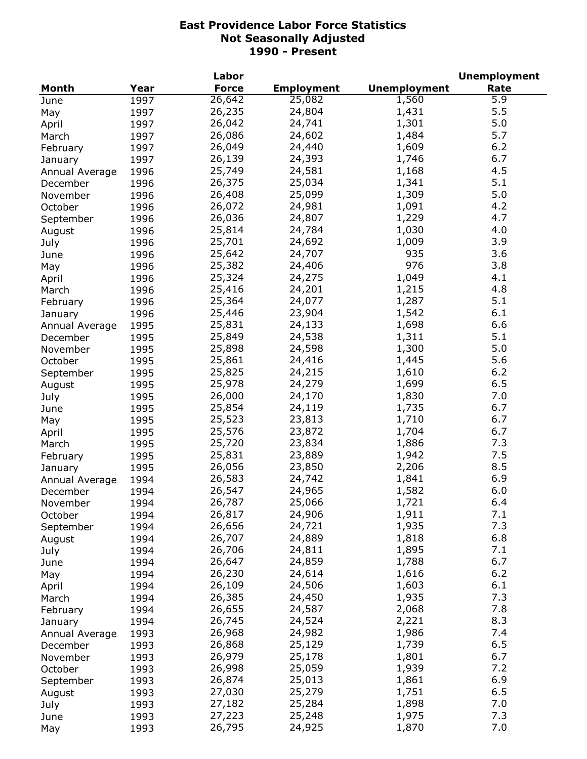**East Providence Labor Force Statistics**
**Not Seasonally Adjusted**
**1990 - Present**

| Month | Year | Labor Force | Employment | Unemployment | Unemployment Rate |
|---|---|---|---|---|---|
| June | 1997 | 26,642 | 25,082 | 1,560 | 5.9 |
| May | 1997 | 26,235 | 24,804 | 1,431 | 5.5 |
| April | 1997 | 26,042 | 24,741 | 1,301 | 5.0 |
| March | 1997 | 26,086 | 24,602 | 1,484 | 5.7 |
| February | 1997 | 26,049 | 24,440 | 1,609 | 6.2 |
| January | 1997 | 26,139 | 24,393 | 1,746 | 6.7 |
| Annual Average | 1996 | 25,749 | 24,581 | 1,168 | 4.5 |
| December | 1996 | 26,375 | 25,034 | 1,341 | 5.1 |
| November | 1996 | 26,408 | 25,099 | 1,309 | 5.0 |
| October | 1996 | 26,072 | 24,981 | 1,091 | 4.2 |
| September | 1996 | 26,036 | 24,807 | 1,229 | 4.7 |
| August | 1996 | 25,814 | 24,784 | 1,030 | 4.0 |
| July | 1996 | 25,701 | 24,692 | 1,009 | 3.9 |
| June | 1996 | 25,642 | 24,707 | 935 | 3.6 |
| May | 1996 | 25,382 | 24,406 | 976 | 3.8 |
| April | 1996 | 25,324 | 24,275 | 1,049 | 4.1 |
| March | 1996 | 25,416 | 24,201 | 1,215 | 4.8 |
| February | 1996 | 25,364 | 24,077 | 1,287 | 5.1 |
| January | 1996 | 25,446 | 23,904 | 1,542 | 6.1 |
| Annual Average | 1995 | 25,831 | 24,133 | 1,698 | 6.6 |
| December | 1995 | 25,849 | 24,538 | 1,311 | 5.1 |
| November | 1995 | 25,898 | 24,598 | 1,300 | 5.0 |
| October | 1995 | 25,861 | 24,416 | 1,445 | 5.6 |
| September | 1995 | 25,825 | 24,215 | 1,610 | 6.2 |
| August | 1995 | 25,978 | 24,279 | 1,699 | 6.5 |
| July | 1995 | 26,000 | 24,170 | 1,830 | 7.0 |
| June | 1995 | 25,854 | 24,119 | 1,735 | 6.7 |
| May | 1995 | 25,523 | 23,813 | 1,710 | 6.7 |
| April | 1995 | 25,576 | 23,872 | 1,704 | 6.7 |
| March | 1995 | 25,720 | 23,834 | 1,886 | 7.3 |
| February | 1995 | 25,831 | 23,889 | 1,942 | 7.5 |
| January | 1995 | 26,056 | 23,850 | 2,206 | 8.5 |
| Annual Average | 1994 | 26,583 | 24,742 | 1,841 | 6.9 |
| December | 1994 | 26,547 | 24,965 | 1,582 | 6.0 |
| November | 1994 | 26,787 | 25,066 | 1,721 | 6.4 |
| October | 1994 | 26,817 | 24,906 | 1,911 | 7.1 |
| September | 1994 | 26,656 | 24,721 | 1,935 | 7.3 |
| August | 1994 | 26,707 | 24,889 | 1,818 | 6.8 |
| July | 1994 | 26,706 | 24,811 | 1,895 | 7.1 |
| June | 1994 | 26,647 | 24,859 | 1,788 | 6.7 |
| May | 1994 | 26,230 | 24,614 | 1,616 | 6.2 |
| April | 1994 | 26,109 | 24,506 | 1,603 | 6.1 |
| March | 1994 | 26,385 | 24,450 | 1,935 | 7.3 |
| February | 1994 | 26,655 | 24,587 | 2,068 | 7.8 |
| January | 1994 | 26,745 | 24,524 | 2,221 | 8.3 |
| Annual Average | 1993 | 26,968 | 24,982 | 1,986 | 7.4 |
| December | 1993 | 26,868 | 25,129 | 1,739 | 6.5 |
| November | 1993 | 26,979 | 25,178 | 1,801 | 6.7 |
| October | 1993 | 26,998 | 25,059 | 1,939 | 7.2 |
| September | 1993 | 26,874 | 25,013 | 1,861 | 6.9 |
| August | 1993 | 27,030 | 25,279 | 1,751 | 6.5 |
| July | 1993 | 27,182 | 25,284 | 1,898 | 7.0 |
| June | 1993 | 27,223 | 25,248 | 1,975 | 7.3 |
| May | 1993 | 26,795 | 24,925 | 1,870 | 7.0 |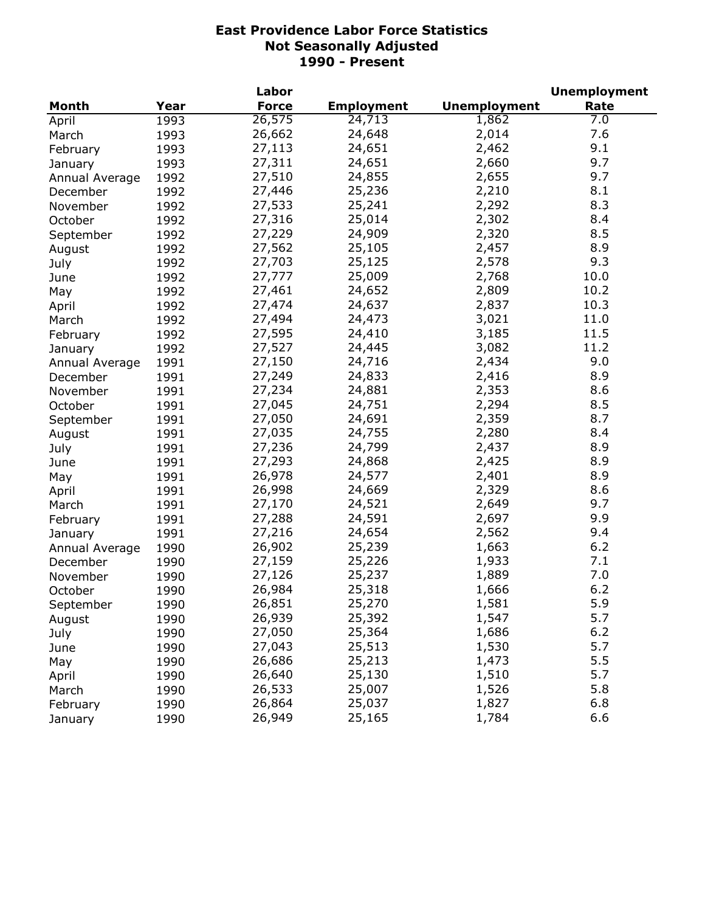# East Providence Labor Force Statistics
## Not Seasonally Adjusted
## 1990 - Present

| Month | Year | Labor Force | Employment | Unemployment | Unemployment Rate |
|---|---|---|---|---|---|
| April | 1993 | 26,575 | 24,713 | 1,862 | 7.0 |
| March | 1993 | 26,662 | 24,648 | 2,014 | 7.6 |
| February | 1993 | 27,113 | 24,651 | 2,462 | 9.1 |
| January | 1993 | 27,311 | 24,651 | 2,660 | 9.7 |
| Annual Average | 1992 | 27,510 | 24,855 | 2,655 | 9.7 |
| December | 1992 | 27,446 | 25,236 | 2,210 | 8.1 |
| November | 1992 | 27,533 | 25,241 | 2,292 | 8.3 |
| October | 1992 | 27,316 | 25,014 | 2,302 | 8.4 |
| September | 1992 | 27,229 | 24,909 | 2,320 | 8.5 |
| August | 1992 | 27,562 | 25,105 | 2,457 | 8.9 |
| July | 1992 | 27,703 | 25,125 | 2,578 | 9.3 |
| June | 1992 | 27,777 | 25,009 | 2,768 | 10.0 |
| May | 1992 | 27,461 | 24,652 | 2,809 | 10.2 |
| April | 1992 | 27,474 | 24,637 | 2,837 | 10.3 |
| March | 1992 | 27,494 | 24,473 | 3,021 | 11.0 |
| February | 1992 | 27,595 | 24,410 | 3,185 | 11.5 |
| January | 1992 | 27,527 | 24,445 | 3,082 | 11.2 |
| Annual Average | 1991 | 27,150 | 24,716 | 2,434 | 9.0 |
| December | 1991 | 27,249 | 24,833 | 2,416 | 8.9 |
| November | 1991 | 27,234 | 24,881 | 2,353 | 8.6 |
| October | 1991 | 27,045 | 24,751 | 2,294 | 8.5 |
| September | 1991 | 27,050 | 24,691 | 2,359 | 8.7 |
| August | 1991 | 27,035 | 24,755 | 2,280 | 8.4 |
| July | 1991 | 27,236 | 24,799 | 2,437 | 8.9 |
| June | 1991 | 27,293 | 24,868 | 2,425 | 8.9 |
| May | 1991 | 26,978 | 24,577 | 2,401 | 8.9 |
| April | 1991 | 26,998 | 24,669 | 2,329 | 8.6 |
| March | 1991 | 27,170 | 24,521 | 2,649 | 9.7 |
| February | 1991 | 27,288 | 24,591 | 2,697 | 9.9 |
| January | 1991 | 27,216 | 24,654 | 2,562 | 9.4 |
| Annual Average | 1990 | 26,902 | 25,239 | 1,663 | 6.2 |
| December | 1990 | 27,159 | 25,226 | 1,933 | 7.1 |
| November | 1990 | 27,126 | 25,237 | 1,889 | 7.0 |
| October | 1990 | 26,984 | 25,318 | 1,666 | 6.2 |
| September | 1990 | 26,851 | 25,270 | 1,581 | 5.9 |
| August | 1990 | 26,939 | 25,392 | 1,547 | 5.7 |
| July | 1990 | 27,050 | 25,364 | 1,686 | 6.2 |
| June | 1990 | 27,043 | 25,513 | 1,530 | 5.7 |
| May | 1990 | 26,686 | 25,213 | 1,473 | 5.5 |
| April | 1990 | 26,640 | 25,130 | 1,510 | 5.7 |
| March | 1990 | 26,533 | 25,007 | 1,526 | 5.8 |
| February | 1990 | 26,864 | 25,037 | 1,827 | 6.8 |
| January | 1990 | 26,949 | 25,165 | 1,784 | 6.6 |